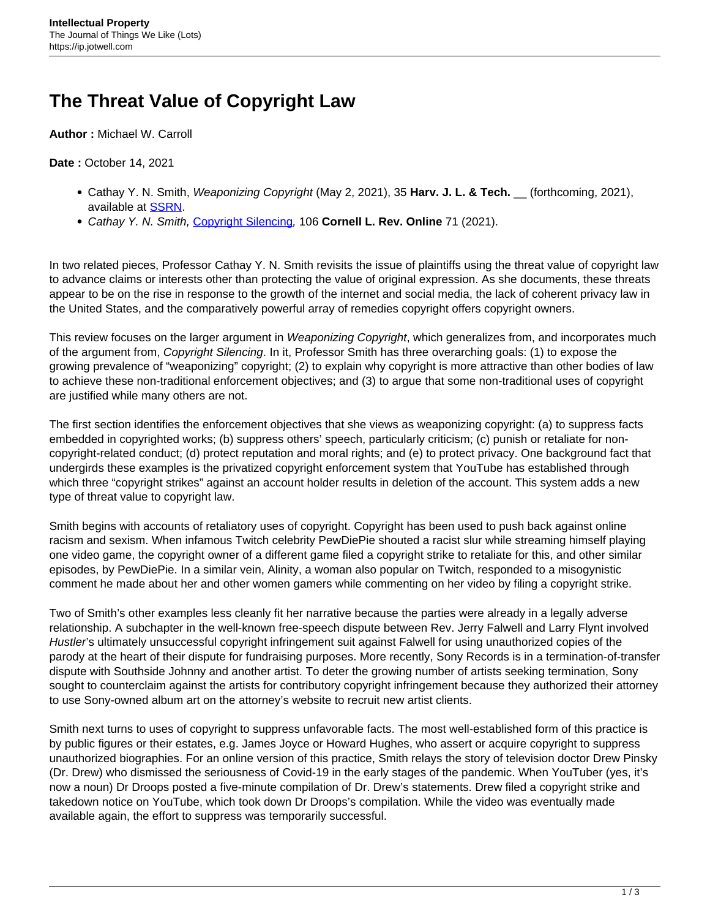# The Threat Value of Copyright Law

**Author :** Michael W. Carroll

**Date :** October 14, 2021

- Cathay Y. N. Smith, *Weaponizing Copyright* (May 2, 2021), 35 **Harv. J. L. & Tech.** __ (forthcoming, 2021), available at SSRN.
- *Cathay Y. N. Smith,* Copyright Silencing*,* 106 **Cornell L. Rev. Online** 71 (2021).

In two related pieces, Professor Cathay Y. N. Smith revisits the issue of plaintiffs using the threat value of copyright law to advance claims or interests other than protecting the value of original expression. As she documents, these threats appear to be on the rise in response to the growth of the internet and social media, the lack of coherent privacy law in the United States, and the comparatively powerful array of remedies copyright offers copyright owners.

This review focuses on the larger argument in *Weaponizing Copyright*, which generalizes from, and incorporates much of the argument from, *Copyright Silencing*. In it, Professor Smith has three overarching goals: (1) to expose the growing prevalence of "weaponizing" copyright; (2) to explain why copyright is more attractive than other bodies of law to achieve these non-traditional enforcement objectives; and (3) to argue that some non-traditional uses of copyright are justified while many others are not.

The first section identifies the enforcement objectives that she views as weaponizing copyright: (a) to suppress facts embedded in copyrighted works; (b) suppress others' speech, particularly criticism; (c) punish or retaliate for non-copyright-related conduct; (d) protect reputation and moral rights; and (e) to protect privacy. One background fact that undergirds these examples is the privatized copyright enforcement system that YouTube has established through which three "copyright strikes" against an account holder results in deletion of the account. This system adds a new type of threat value to copyright law.

Smith begins with accounts of retaliatory uses of copyright. Copyright has been used to push back against online racism and sexism. When infamous Twitch celebrity PewDiePie shouted a racist slur while streaming himself playing one video game, the copyright owner of a different game filed a copyright strike to retaliate for this, and other similar episodes, by PewDiePie. In a similar vein, Alinity, a woman also popular on Twitch, responded to a misogynistic comment he made about her and other women gamers while commenting on her video by filing a copyright strike.

Two of Smith's other examples less cleanly fit her narrative because the parties were already in a legally adverse relationship. A subchapter in the well-known free-speech dispute between Rev. Jerry Falwell and Larry Flynt involved *Hustler*'s ultimately unsuccessful copyright infringement suit against Falwell for using unauthorized copies of the parody at the heart of their dispute for fundraising purposes. More recently, Sony Records is in a termination-of-transfer dispute with Southside Johnny and another artist. To deter the growing number of artists seeking termination, Sony sought to counterclaim against the artists for contributory copyright infringement because they authorized their attorney to use Sony-owned album art on the attorney's website to recruit new artist clients.

Smith next turns to uses of copyright to suppress unfavorable facts. The most well-established form of this practice is by public figures or their estates, e.g. James Joyce or Howard Hughes, who assert or acquire copyright to suppress unauthorized biographies. For an online version of this practice, Smith relays the story of television doctor Drew Pinsky (Dr. Drew) who dismissed the seriousness of Covid-19 in the early stages of the pandemic. When YouTuber (yes, it's now a noun) Dr Droops posted a five-minute compilation of Dr. Drew's statements. Drew filed a copyright strike and takedown notice on YouTube, which took down Dr Droops's compilation. While the video was eventually made available again, the effort to suppress was temporarily successful.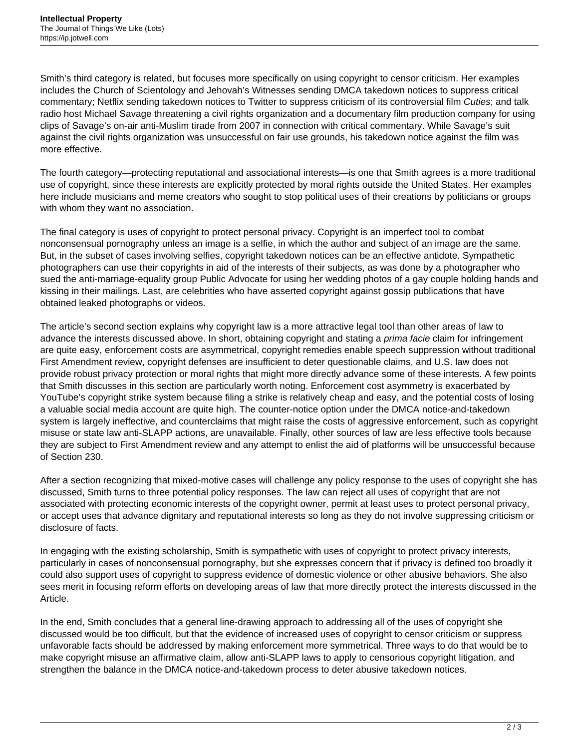Smith's third category is related, but focuses more specifically on using copyright to censor criticism. Her examples includes the Church of Scientology and Jehovah's Witnesses sending DMCA takedown notices to suppress critical commentary; Netflix sending takedown notices to Twitter to suppress criticism of its controversial film *Cuties*; and talk radio host Michael Savage threatening a civil rights organization and a documentary film production company for using clips of Savage's on-air anti-Muslim tirade from 2007 in connection with critical commentary. While Savage's suit against the civil rights organization was unsuccessful on fair use grounds, his takedown notice against the film was more effective.

The fourth category—protecting reputational and associational interests—is one that Smith agrees is a more traditional use of copyright, since these interests are explicitly protected by moral rights outside the United States. Her examples here include musicians and meme creators who sought to stop political uses of their creations by politicians or groups with whom they want no association.

The final category is uses of copyright to protect personal privacy. Copyright is an imperfect tool to combat nonconsensual pornography unless an image is a selfie, in which the author and subject of an image are the same. But, in the subset of cases involving selfies, copyright takedown notices can be an effective antidote. Sympathetic photographers can use their copyrights in aid of the interests of their subjects, as was done by a photographer who sued the anti-marriage-equality group Public Advocate for using her wedding photos of a gay couple holding hands and kissing in their mailings. Last, are celebrities who have asserted copyright against gossip publications that have obtained leaked photographs or videos.

The article's second section explains why copyright law is a more attractive legal tool than other areas of law to advance the interests discussed above. In short, obtaining copyright and stating a *prima facie* claim for infringement are quite easy, enforcement costs are asymmetrical, copyright remedies enable speech suppression without traditional First Amendment review, copyright defenses are insufficient to deter questionable claims, and U.S. law does not provide robust privacy protection or moral rights that might more directly advance some of these interests. A few points that Smith discusses in this section are particularly worth noting. Enforcement cost asymmetry is exacerbated by YouTube's copyright strike system because filing a strike is relatively cheap and easy, and the potential costs of losing a valuable social media account are quite high. The counter-notice option under the DMCA notice-and-takedown system is largely ineffective, and counterclaims that might raise the costs of aggressive enforcement, such as copyright misuse or state law anti-SLAPP actions, are unavailable. Finally, other sources of law are less effective tools because they are subject to First Amendment review and any attempt to enlist the aid of platforms will be unsuccessful because of Section 230.

After a section recognizing that mixed-motive cases will challenge any policy response to the uses of copyright she has discussed, Smith turns to three potential policy responses. The law can reject all uses of copyright that are not associated with protecting economic interests of the copyright owner, permit at least uses to protect personal privacy, or accept uses that advance dignitary and reputational interests so long as they do not involve suppressing criticism or disclosure of facts.

In engaging with the existing scholarship, Smith is sympathetic with uses of copyright to protect privacy interests, particularly in cases of nonconsensual pornography, but she expresses concern that if privacy is defined too broadly it could also support uses of copyright to suppress evidence of domestic violence or other abusive behaviors. She also sees merit in focusing reform efforts on developing areas of law that more directly protect the interests discussed in the Article.

In the end, Smith concludes that a general line-drawing approach to addressing all of the uses of copyright she discussed would be too difficult, but that the evidence of increased uses of copyright to censor criticism or suppress unfavorable facts should be addressed by making enforcement more symmetrical. Three ways to do that would be to make copyright misuse an affirmative claim, allow anti-SLAPP laws to apply to censorious copyright litigation, and strengthen the balance in the DMCA notice-and-takedown process to deter abusive takedown notices.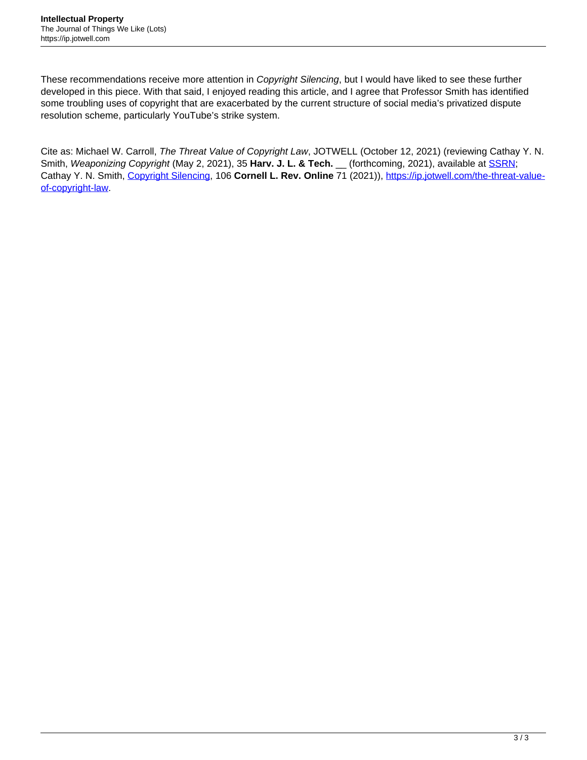These recommendations receive more attention in *Copyright Silencing*, but I would have liked to see these further developed in this piece. With that said, I enjoyed reading this article, and I agree that Professor Smith has identified some troubling uses of copyright that are exacerbated by the current structure of social media's privatized dispute resolution scheme, particularly YouTube's strike system.

Cite as: Michael W. Carroll, *The Threat Value of Copyright Law*, JOTWELL (October 12, 2021) (reviewing Cathay Y. N. Smith, *Weaponizing Copyright* (May 2, 2021), 35 **Harv. J. L. & Tech.** __ (forthcoming, 2021), available at [SSRN]; Cathay Y. N. Smith, [Copyright Silencing], 106 **Cornell L. Rev. Online** 71 (2021)), https://ip.jotwell.com/the-threat-value-of-copyright-law.